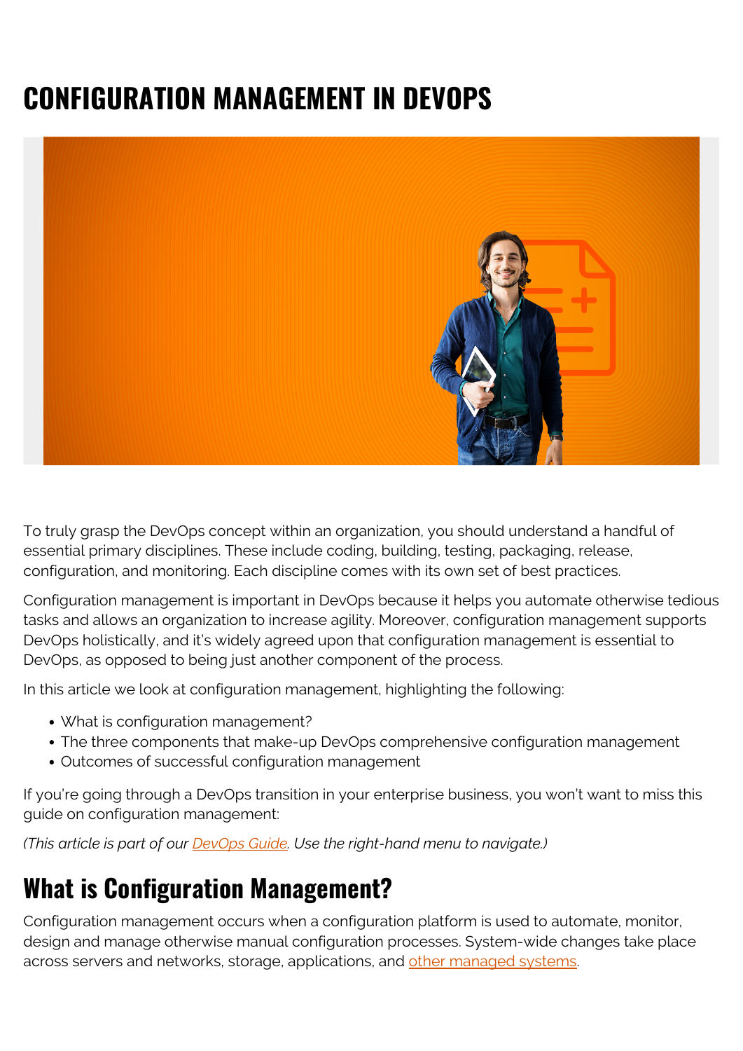# CONFIGURATION MANAGEMENT IN DEVOPS

To truly grasp the DevOps concept within an organization, you should understand a handful of essential primary disciplines. These include coding, building, testing, packaging, release, configuration, and monitoring. Each discipline comes with its own set of best practices.

Configuration management is important in DevOps because it helps you automate otherwise tedious tasks and allows an organization to increase agility. Moreover, configuration management supports DevOps holistically, and it's widely agreed upon that configuration management is essential to DevOps, as opposed to being just another component of the process.

In this article we look at configuration management, highlighting the following:

- What is configuration management?
- The three components that make-up DevOps comprehensive configuration management
- Outcomes of successful configuration management

If you're going through a DevOps transition in your enterprise business, you won't want to miss this guide on configuration management:

*(This article is part of our [DevOps Guide](). Use the right-hand menu to navigate.)*

## What is Configuration Management?

Configuration management occurs when a configuration platform is used to automate, monitor, design and manage otherwise manual configuration processes. System-wide changes take place across servers and networks, storage, applications, and [other managed systems]().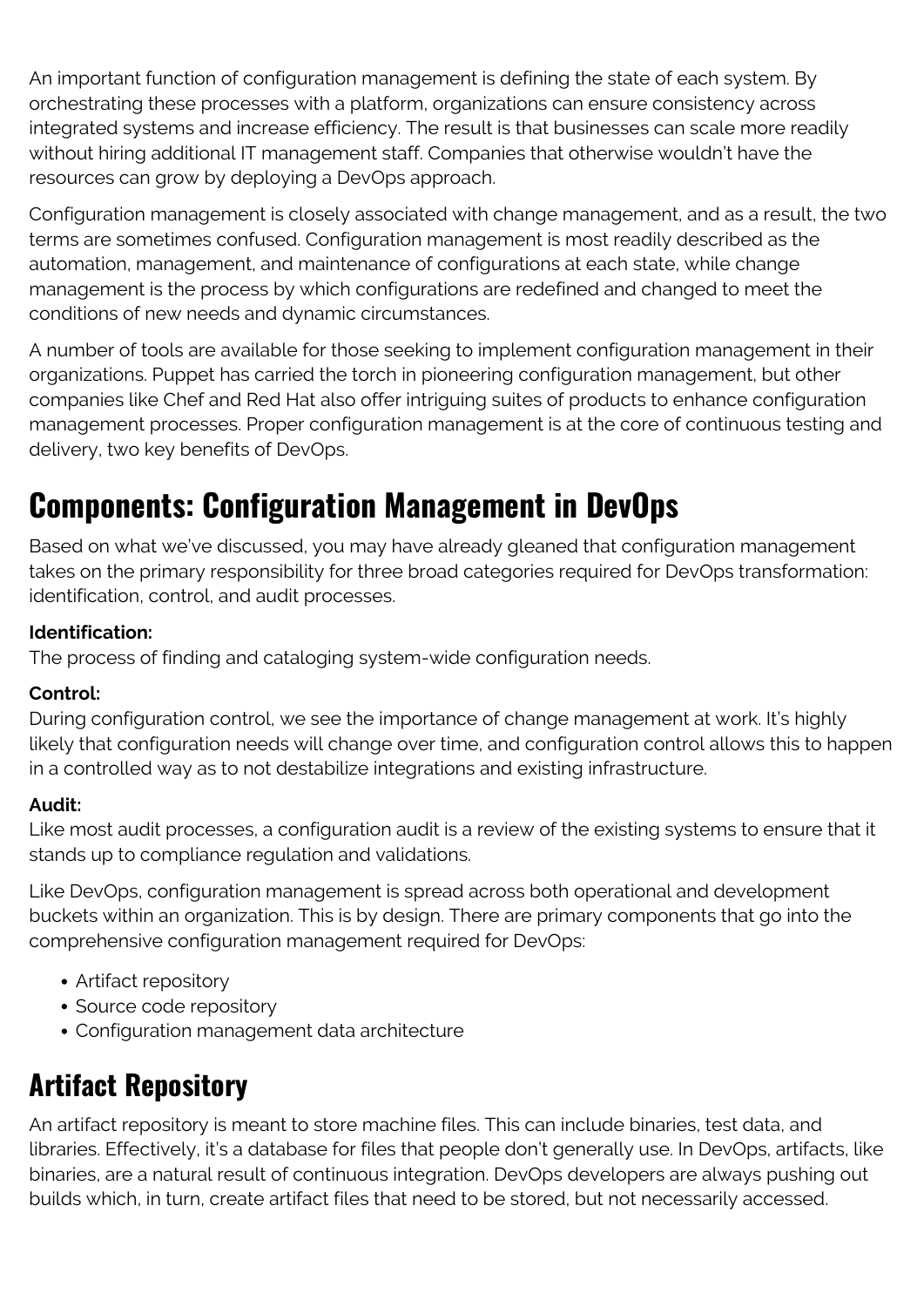An important function of configuration management is defining the state of each system. By orchestrating these processes with a platform, organizations can ensure consistency across integrated systems and increase efficiency. The result is that businesses can scale more readily without hiring additional IT management staff. Companies that otherwise wouldn't have the resources can grow by deploying a DevOps approach.

Configuration management is closely associated with change management, and as a result, the two terms are sometimes confused. Configuration management is most readily described as the automation, management, and maintenance of configurations at each state, while change management is the process by which configurations are redefined and changed to meet the conditions of new needs and dynamic circumstances.

A number of tools are available for those seeking to implement configuration management in their organizations. Puppet has carried the torch in pioneering configuration management, but other companies like Chef and Red Hat also offer intriguing suites of products to enhance configuration management processes. Proper configuration management is at the core of continuous testing and delivery, two key benefits of DevOps.

## Components: Configuration Management in DevOps

Based on what we've discussed, you may have already gleaned that configuration management takes on the primary responsibility for three broad categories required for DevOps transformation: identification, control, and audit processes.

**Identification:**
The process of finding and cataloging system-wide configuration needs.

**Control:**
During configuration control, we see the importance of change management at work. It's highly likely that configuration needs will change over time, and configuration control allows this to happen in a controlled way as to not destabilize integrations and existing infrastructure.

**Audit:**
Like most audit processes, a configuration audit is a review of the existing systems to ensure that it stands up to compliance regulation and validations.

Like DevOps, configuration management is spread across both operational and development buckets within an organization. This is by design. There are primary components that go into the comprehensive configuration management required for DevOps:

- Artifact repository
- Source code repository
- Configuration management data architecture

## Artifact Repository

An artifact repository is meant to store machine files. This can include binaries, test data, and libraries. Effectively, it's a database for files that people don't generally use. In DevOps, artifacts, like binaries, are a natural result of continuous integration. DevOps developers are always pushing out builds which, in turn, create artifact files that need to be stored, but not necessarily accessed.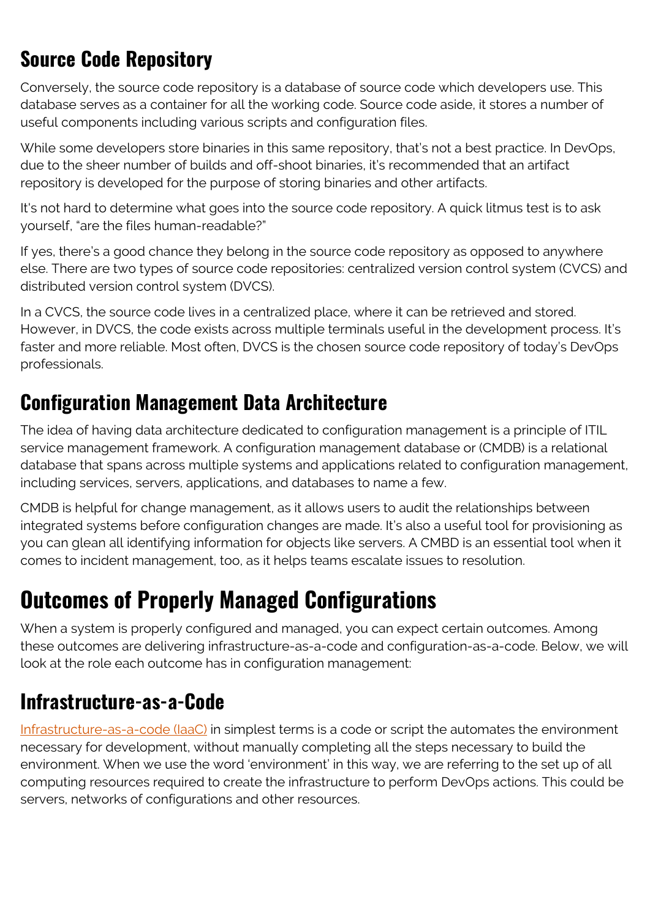## Source Code Repository

Conversely, the source code repository is a database of source code which developers use. This database serves as a container for all the working code. Source code aside, it stores a number of useful components including various scripts and configuration files.

While some developers store binaries in this same repository, that's not a best practice. In DevOps, due to the sheer number of builds and off-shoot binaries, it's recommended that an artifact repository is developed for the purpose of storing binaries and other artifacts.

It's not hard to determine what goes into the source code repository. A quick litmus test is to ask yourself, "are the files human-readable?"

If yes, there's a good chance they belong in the source code repository as opposed to anywhere else. There are two types of source code repositories: centralized version control system (CVCS) and distributed version control system (DVCS).

In a CVCS, the source code lives in a centralized place, where it can be retrieved and stored. However, in DVCS, the code exists across multiple terminals useful in the development process. It's faster and more reliable. Most often, DVCS is the chosen source code repository of today's DevOps professionals.

## Configuration Management Data Architecture

The idea of having data architecture dedicated to configuration management is a principle of ITIL service management framework. A configuration management database or (CMDB) is a relational database that spans across multiple systems and applications related to configuration management, including services, servers, applications, and databases to name a few.

CMDB is helpful for change management, as it allows users to audit the relationships between integrated systems before configuration changes are made. It's also a useful tool for provisioning as you can glean all identifying information for objects like servers. A CMBD is an essential tool when it comes to incident management, too, as it helps teams escalate issues to resolution.

# Outcomes of Properly Managed Configurations

When a system is properly configured and managed, you can expect certain outcomes. Among these outcomes are delivering infrastructure-as-a-code and configuration-as-a-code. Below, we will look at the role each outcome has in configuration management:

## Infrastructure-as-a-Code

Infrastructure-as-a-code (IaaC) in simplest terms is a code or script the automates the environment necessary for development, without manually completing all the steps necessary to build the environment. When we use the word 'environment' in this way, we are referring to the set up of all computing resources required to create the infrastructure to perform DevOps actions. This could be servers, networks of configurations and other resources.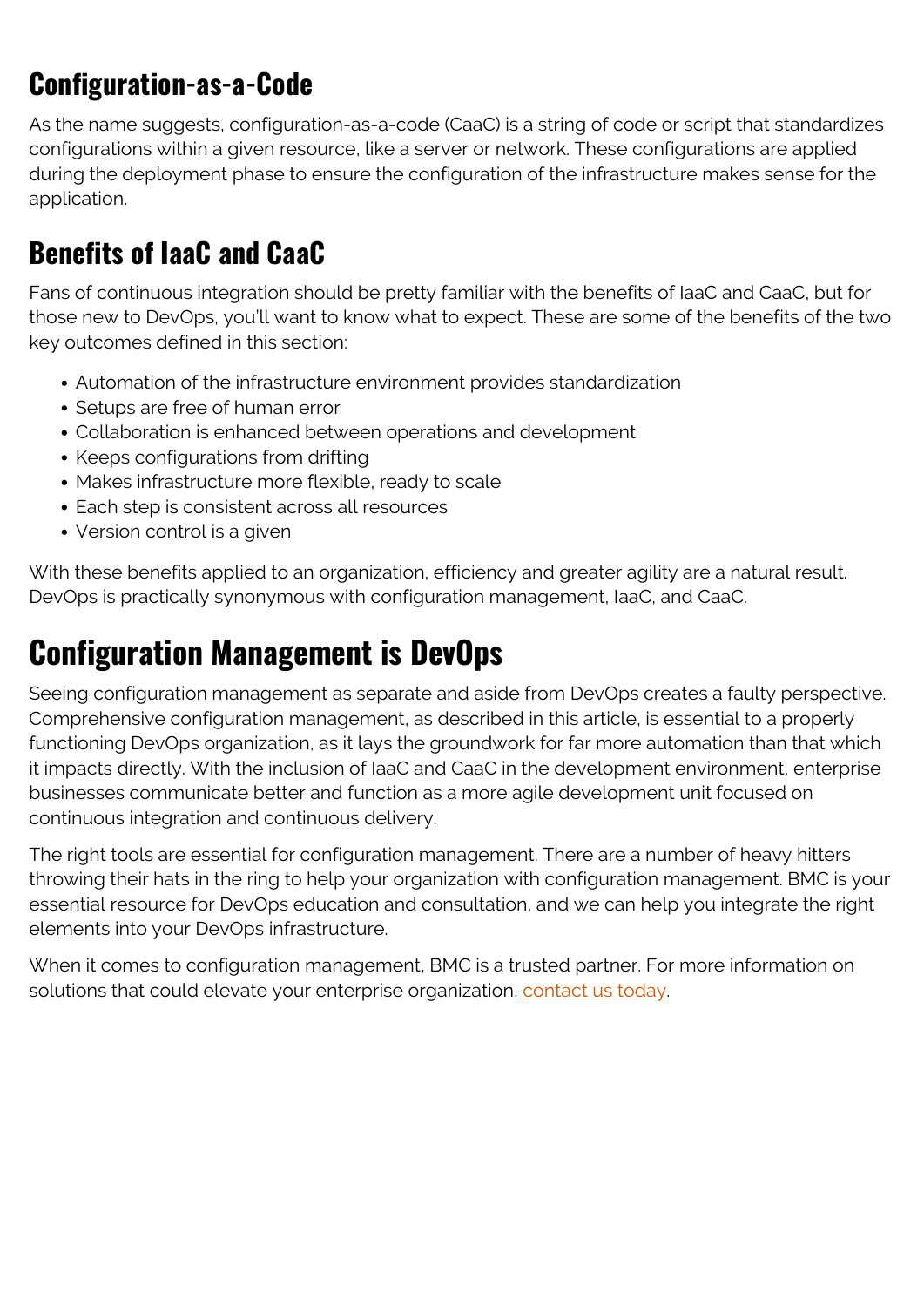## Configuration-as-a-Code

As the name suggests, configuration-as-a-code (CaaC) is a string of code or script that standardizes configurations within a given resource, like a server or network. These configurations are applied during the deployment phase to ensure the configuration of the infrastructure makes sense for the application.

## Benefits of IaaC and CaaC

Fans of continuous integration should be pretty familiar with the benefits of IaaC and CaaC, but for those new to DevOps, you'll want to know what to expect. These are some of the benefits of the two key outcomes defined in this section:

- Automation of the infrastructure environment provides standardization
- Setups are free of human error
- Collaboration is enhanced between operations and development
- Keeps configurations from drifting
- Makes infrastructure more flexible, ready to scale
- Each step is consistent across all resources
- Version control is a given

With these benefits applied to an organization, efficiency and greater agility are a natural result. DevOps is practically synonymous with configuration management, IaaC, and CaaC.

# Configuration Management is DevOps

Seeing configuration management as separate and aside from DevOps creates a faulty perspective. Comprehensive configuration management, as described in this article, is essential to a properly functioning DevOps organization, as it lays the groundwork for far more automation than that which it impacts directly. With the inclusion of IaaC and CaaC in the development environment, enterprise businesses communicate better and function as a more agile development unit focused on continuous integration and continuous delivery.

The right tools are essential for configuration management. There are a number of heavy hitters throwing their hats in the ring to help your organization with configuration management. BMC is your essential resource for DevOps education and consultation, and we can help you integrate the right elements into your DevOps infrastructure.

When it comes to configuration management, BMC is a trusted partner. For more information on solutions that could elevate your enterprise organization, contact us today.